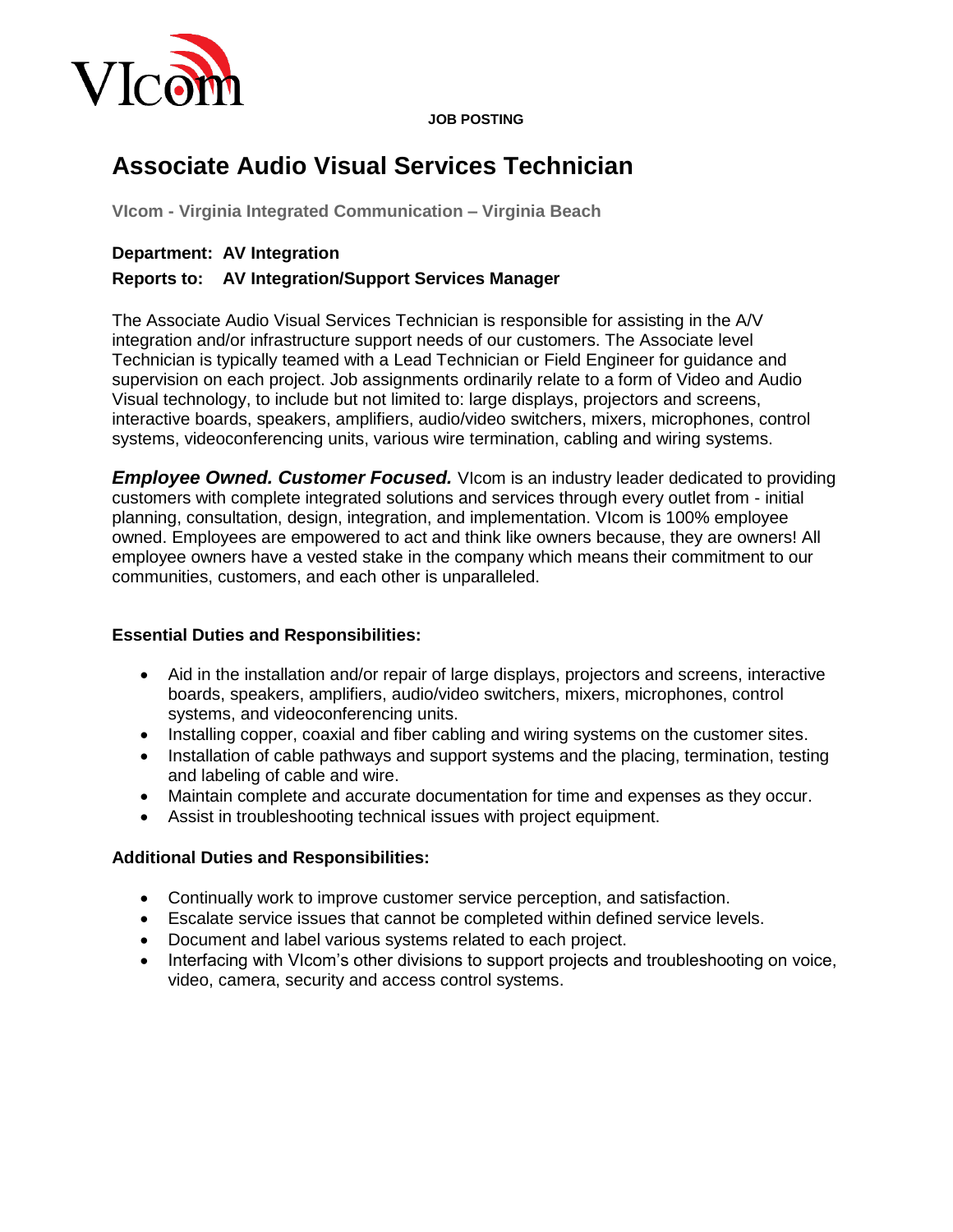JOB POSTING

# Associate Audio Visual Services Technician

**VIcom - Virginia Integrated Communication – Virginia Beach**

**Department: AV Integration**

**Reports to: AV Integration/Support Services Manager**

The Associate Audio Visual Services Technician is responsible for assisting in the A/V integration and/or infrastructure support needs of our customers. The Associate level Technician is typically teamed with a Lead Technician or Field Engineer for guidance and supervision on each project. Job assignments ordinarily relate to a form of Video and Audio Visual technology, to include but not limited to: large displays, projectors and screens, interactive boards, speakers, amplifiers, audio/video switchers, mixers, microphones, control systems, videoconferencing units, various wire termination, cabling and wiring systems.

***Employee Owned. Customer Focused.*** VIcom is an industry leader dedicated to providing customers with complete integrated solutions and services through every outlet from - initial planning, consultation, design, integration, and implementation. VIcom is 100% employee owned. Employees are empowered to act and think like owners because, they are owners! All employee owners have a vested stake in the company which means their commitment to our communities, customers, and each other is unparalleled.

**Essential Duties and Responsibilities:**

- Aid in the installation and/or repair of large displays, projectors and screens, interactive boards, speakers, amplifiers, audio/video switchers, mixers, microphones, control systems, and videoconferencing units.
- Installing copper, coaxial and fiber cabling and wiring systems on the customer sites.
- Installation of cable pathways and support systems and the placing, termination, testing and labeling of cable and wire.
- Maintain complete and accurate documentation for time and expenses as they occur.
- Assist in troubleshooting technical issues with project equipment.

**Additional Duties and Responsibilities:**

- Continually work to improve customer service perception, and satisfaction.
- Escalate service issues that cannot be completed within defined service levels.
- Document and label various systems related to each project.
- Interfacing with VIcom's other divisions to support projects and troubleshooting on voice, video, camera, security and access control systems.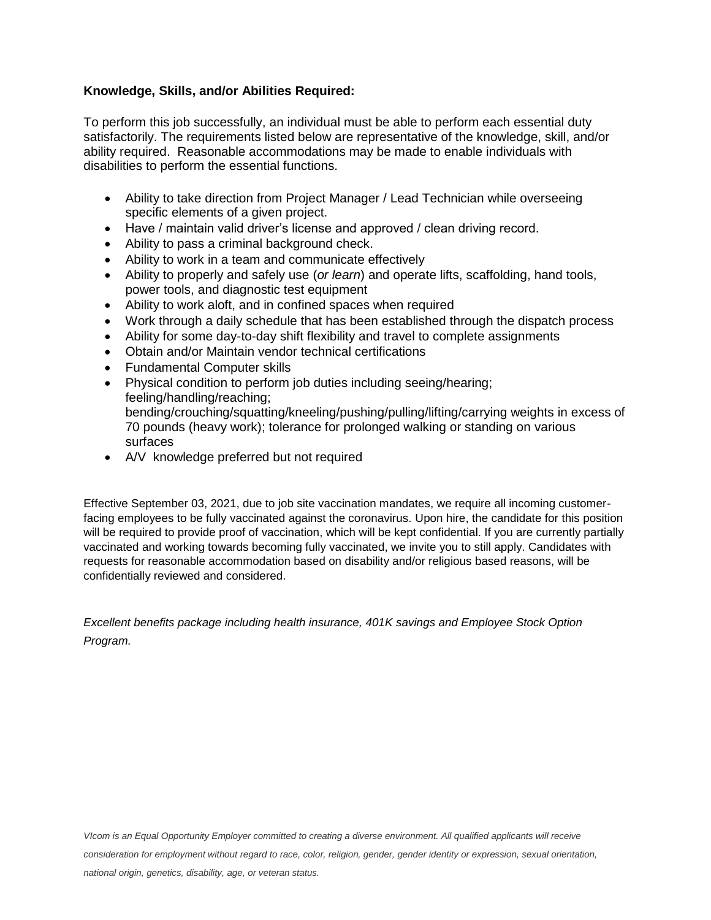**Knowledge, Skills, and/or Abilities Required:**

To perform this job successfully, an individual must be able to perform each essential duty satisfactorily. The requirements listed below are representative of the knowledge, skill, and/or ability required. Reasonable accommodations may be made to enable individuals with disabilities to perform the essential functions.

- Ability to take direction from Project Manager / Lead Technician while overseeing specific elements of a given project.
- Have / maintain valid driver's license and approved / clean driving record.
- Ability to pass a criminal background check.
- Ability to work in a team and communicate effectively
- Ability to properly and safely use (*or learn*) and operate lifts, scaffolding, hand tools, power tools, and diagnostic test equipment
- Ability to work aloft, and in confined spaces when required
- Work through a daily schedule that has been established through the dispatch process
- Ability for some day-to-day shift flexibility and travel to complete assignments
- Obtain and/or Maintain vendor technical certifications
- Fundamental Computer skills
- Physical condition to perform job duties including seeing/hearing; feeling/handling/reaching; bending/crouching/squatting/kneeling/pushing/pulling/lifting/carrying weights in excess of 70 pounds (heavy work); tolerance for prolonged walking or standing on various surfaces
- A/V knowledge preferred but not required

Effective September 03, 2021, due to job site vaccination mandates, we require all incoming customer-facing employees to be fully vaccinated against the coronavirus. Upon hire, the candidate for this position will be required to provide proof of vaccination, which will be kept confidential. If you are currently partially vaccinated and working towards becoming fully vaccinated, we invite you to still apply. Candidates with requests for reasonable accommodation based on disability and/or religious based reasons, will be confidentially reviewed and considered.

*Excellent benefits package including health insurance, 401K savings and Employee Stock Option Program.*

*VIcom is an Equal Opportunity Employer committed to creating a diverse environment. All qualified applicants will receive consideration for employment without regard to race, color, religion, gender, gender identity or expression, sexual orientation, national origin, genetics, disability, age, or veteran status.*